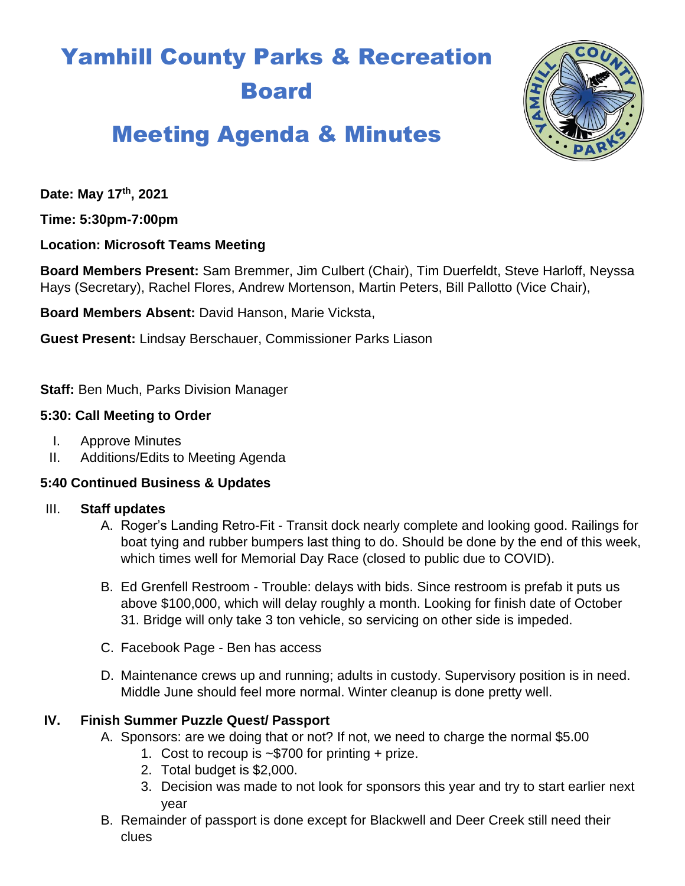# Yamhill County Parks & Recreation Board

# Meeting Agenda & Minutes

**Date: May 17th, 2021**

**Time: 5:30pm-7:00pm**

**Location: Microsoft Teams Meeting**

**Board Members Present:** Sam Bremmer, Jim Culbert (Chair), Tim Duerfeldt, Steve Harloff, Neyssa Hays (Secretary), Rachel Flores, Andrew Mortenson, Martin Peters, Bill Pallotto (Vice Chair),

**Board Members Absent:** David Hanson, Marie Vicksta,

**Guest Present:** Lindsay Berschauer, Commissioner Parks Liason

**Staff:** Ben Much, Parks Division Manager

**5:30: Call Meeting to Order**

I. Approve Minutes
II. Additions/Edits to Meeting Agenda

**5:40 Continued Business & Updates**

III. **Staff updates**
   A. Roger's Landing Retro-Fit - Transit dock nearly complete and looking good. Railings for boat tying and rubber bumpers last thing to do. Should be done by the end of this week, which times well for Memorial Day Race (closed to public due to COVID).

   B. Ed Grenfell Restroom - Trouble: delays with bids. Since restroom is prefab it puts us above $100,000, which will delay roughly a month. Looking for finish date of October 31. Bridge will only take 3 ton vehicle, so servicing on other side is impeded.

   C. Facebook Page - Ben has access

   D. Maintenance crews up and running; adults in custody. Supervisory position is in need. Middle June should feel more normal. Winter cleanup is done pretty well.

IV. **Finish Summer Puzzle Quest/ Passport**
   A. Sponsors: are we doing that or not? If not, we need to charge the normal $5.00
      1. Cost to recoup is ~$700 for printing + prize.
      2. Total budget is $2,000.
      3. Decision was made to not look for sponsors this year and try to start earlier next year
   B. Remainder of passport is done except for Blackwell and Deer Creek still need their clues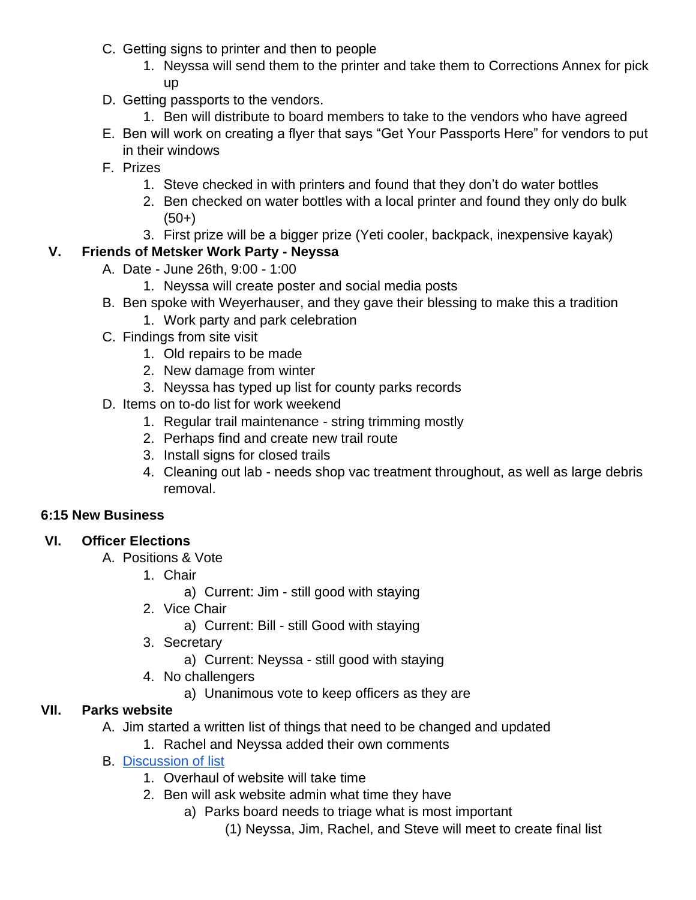C. Getting signs to printer and then to people
   1. Neyssa will send them to the printer and take them to Corrections Annex for pick up
D. Getting passports to the vendors.
   1. Ben will distribute to board members to take to the vendors who have agreed
E. Ben will work on creating a flyer that says "Get Your Passports Here" for vendors to put in their windows
F. Prizes
   1. Steve checked in with printers and found that they don't do water bottles
   2. Ben checked on water bottles with a local printer and found they only do bulk (50+)
   3. First prize will be a bigger prize (Yeti cooler, backpack, inexpensive kayak)

**V. Friends of Metsker Work Party - Neyssa**

A. Date - June 26th, 9:00 - 1:00
   1. Neyssa will create poster and social media posts
B. Ben spoke with Weyerhauser, and they gave their blessing to make this a tradition
   1. Work party and park celebration
C. Findings from site visit
   1. Old repairs to be made
   2. New damage from winter
   3. Neyssa has typed up list for county parks records
D. Items on to-do list for work weekend
   1. Regular trail maintenance - string trimming mostly
   2. Perhaps find and create new trail route
   3. Install signs for closed trails
   4. Cleaning out lab - needs shop vac treatment throughout, as well as large debris removal.

**6:15 New Business**

**VI. Officer Elections**

A. Positions & Vote
   1. Chair
      a) Current: Jim - still good with staying
   2. Vice Chair
      a) Current: Bill - still Good with staying
   3. Secretary
      a) Current: Neyssa - still good with staying
   4. No challengers
      a) Unanimous vote to keep officers as they are

**VII. Parks website**

A. Jim started a written list of things that need to be changed and updated
   1. Rachel and Neyssa added their own comments
B. Discussion of list
   1. Overhaul of website will take time
   2. Ben will ask website admin what time they have
      a) Parks board needs to triage what is most important
         (1) Neyssa, Jim, Rachel, and Steve will meet to create final list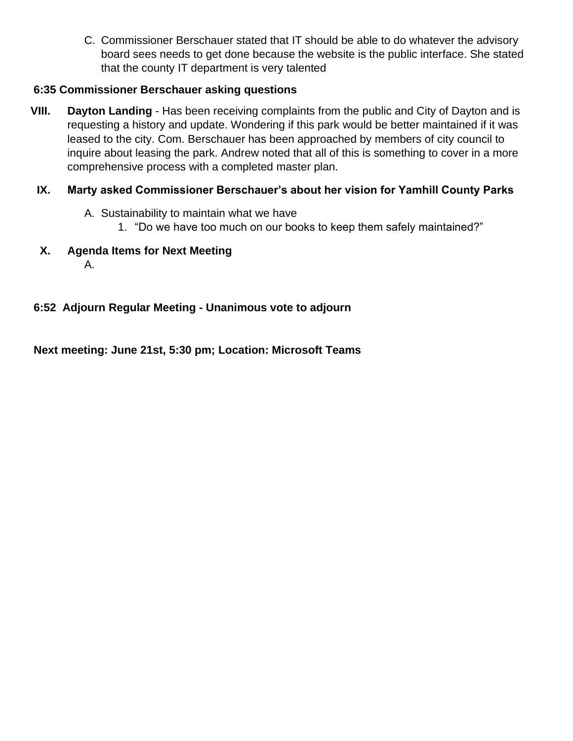C. Commissioner Berschauer stated that IT should be able to do whatever the advisory board sees needs to get done because the website is the public interface. She stated that the county IT department is very talented

**6:35 Commissioner Berschauer asking questions**

**VIII. Dayton Landing** - Has been receiving complaints from the public and City of Dayton and is requesting a history and update. Wondering if this park would be better maintained if it was leased to the city. Com. Berschauer has been approached by members of city council to inquire about leasing the park. Andrew noted that all of this is something to cover in a more comprehensive process with a completed master plan.

**IX. Marty asked Commissioner Berschauer's about her vision for Yamhill County Parks**

A. Sustainability to maintain what we have
   1. "Do we have too much on our books to keep them safely maintained?"

**X. Agenda Items for Next Meeting**

A.

**6:52 Adjourn Regular Meeting - Unanimous vote to adjourn**

**Next meeting: June 21st, 5:30 pm; Location: Microsoft Teams**